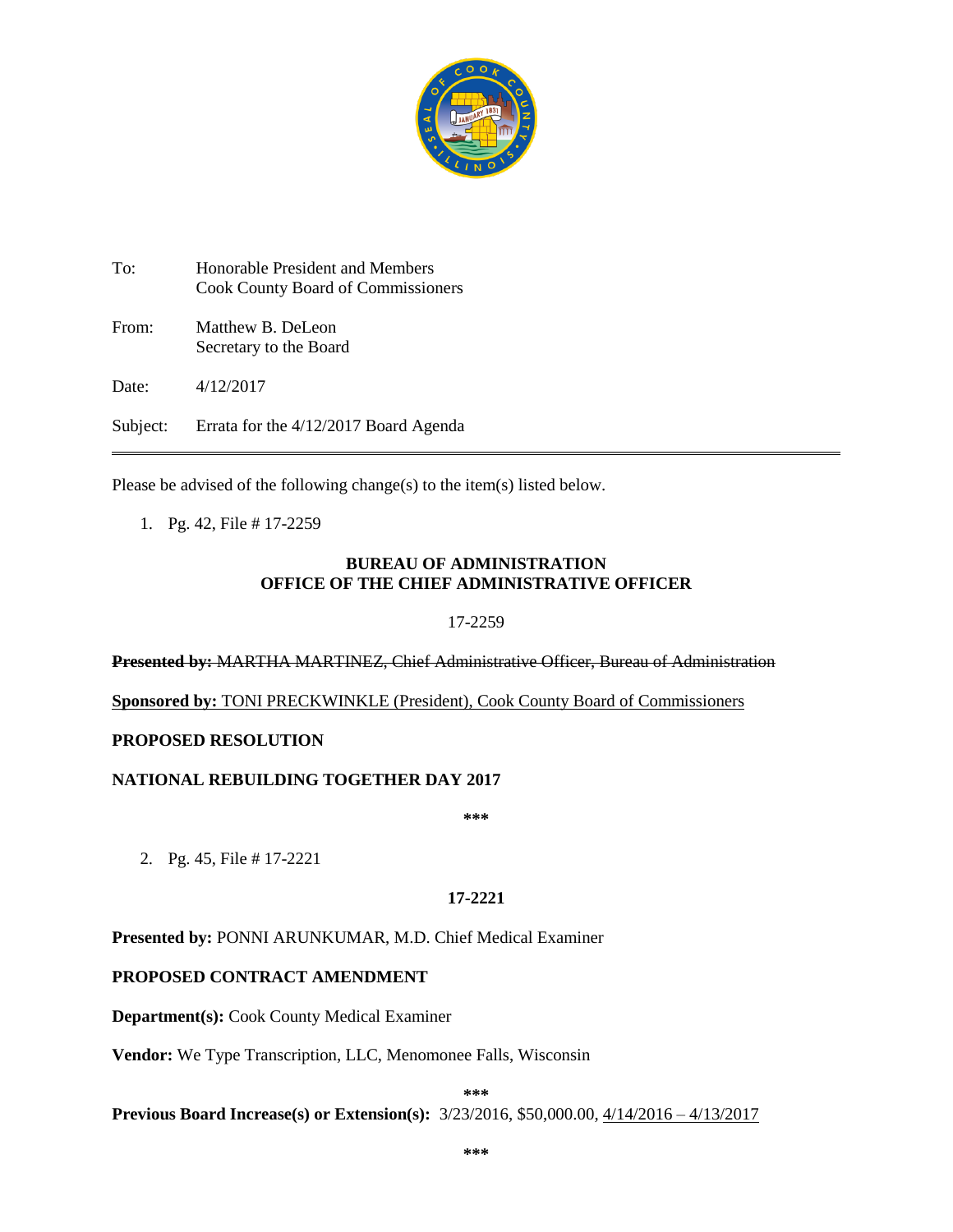| | |
|---|---|
| To: | Honorable President and Members<br>Cook County Board of Commissioners |
| From: | Matthew B. DeLeon<br>Secretary to the Board |
| Date: | 4/12/2017 |
| Subject: | Errata for the 4/12/2017 Board Agenda |

---

Please be advised of the following change(s) to the item(s) listed below.

1. Pg. 42, File # 17-2259

**BUREAU OF ADMINISTRATION**
**OFFICE OF THE CHIEF ADMINISTRATIVE OFFICER**

17-2259

~~**Presented by:** MARTHA MARTINEZ, Chief Administrative Officer, Bureau of Administration~~

<u>**Sponsored by:** TONI PRECKWINKLE (President), Cook County Board of Commissioners</u>

**PROPOSED RESOLUTION**

**NATIONAL REBUILDING TOGETHER DAY 2017**

***

2. Pg. 45, File # 17-2221

**17-2221**

**Presented by:** PONNI ARUNKUMAR, M.D. Chief Medical Examiner

**PROPOSED CONTRACT AMENDMENT**

**Department(s):** Cook County Medical Examiner

**Vendor:** We Type Transcription, LLC, Menomonee Falls, Wisconsin

***

**Previous Board Increase(s) or Extension(s):** 3/23/2016, $50,000.00, <u>4/14/2016 – 4/13/2017</u>

***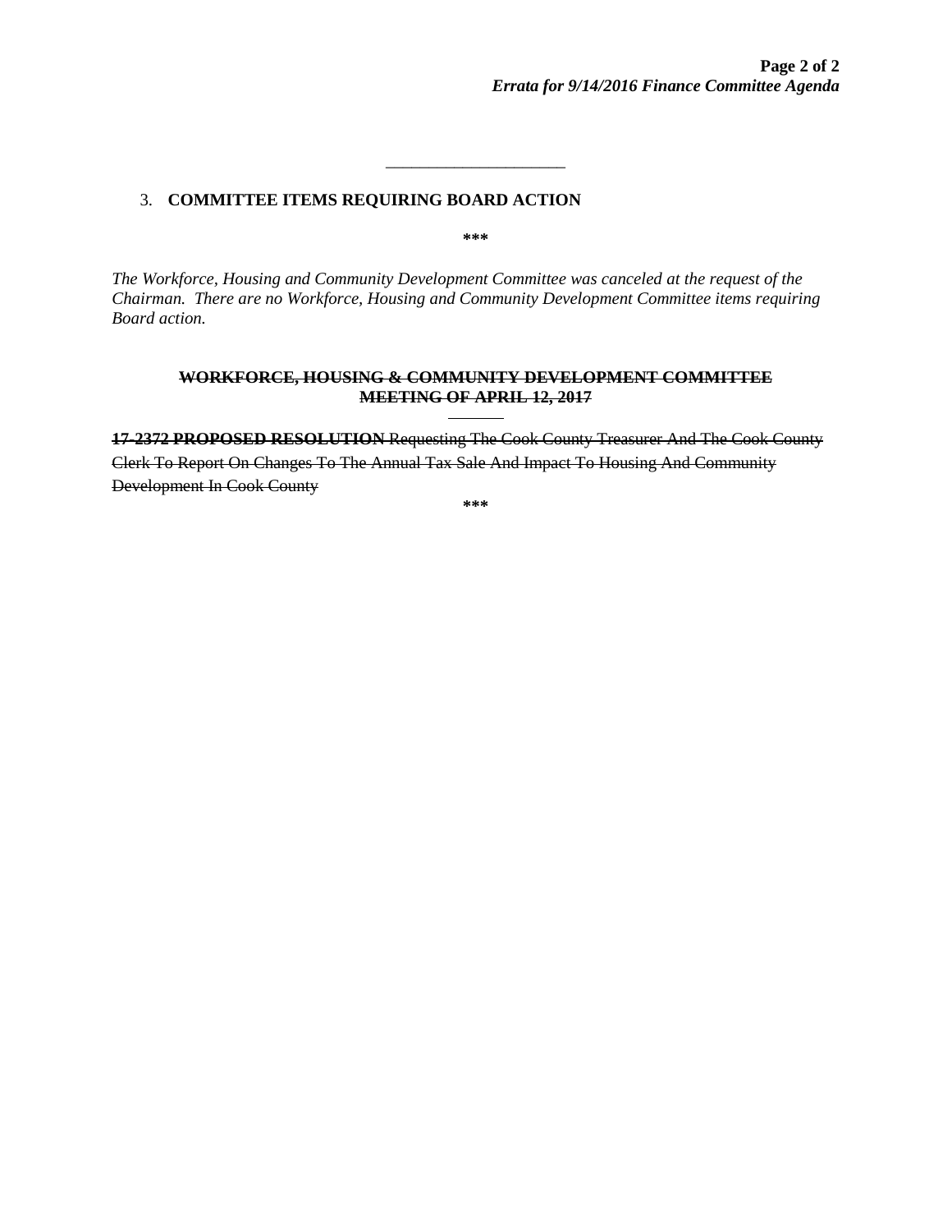---

3. **COMMITTEE ITEMS REQUIRING BOARD ACTION**

**\*\*\***

*The Workforce, Housing and Community Development Committee was canceled at the request of the Chairman. There are no Workforce, Housing and Community Development Committee items requiring Board action.*

**~~WORKFORCE, HOUSING & COMMUNITY DEVELOPMENT COMMITTEE MEETING OF APRIL 12, 2017~~**

---

~~**17-2372 PROPOSED RESOLUTION** Requesting The Cook County Treasurer And The Cook County Clerk To Report On Changes To The Annual Tax Sale And Impact To Housing And Community Development In Cook County~~

**\*\*\***